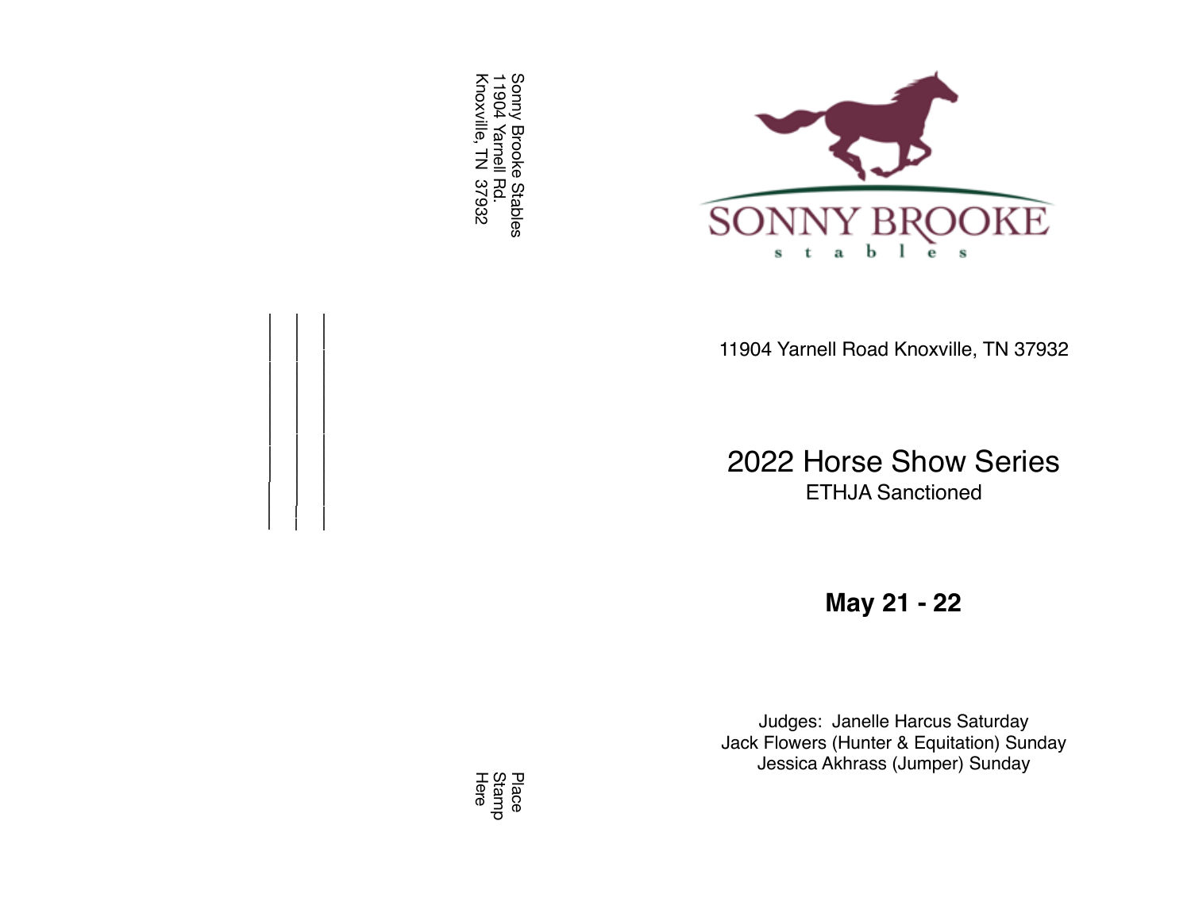Sonny Brooke Stables
11904 Yarnell Rd.
Knoxville, TN 37932

Place
Stamp
Here

# SONNY BROOKE
stables

11904 Yarnell Road Knoxville, TN 37932

## 2022 Horse Show Series
ETHJA Sanctioned

**May 21 - 22**

Judges: Janelle Harcus Saturday
Jack Flowers (Hunter & Equitation) Sunday
Jessica Akhrass (Jumper) Sunday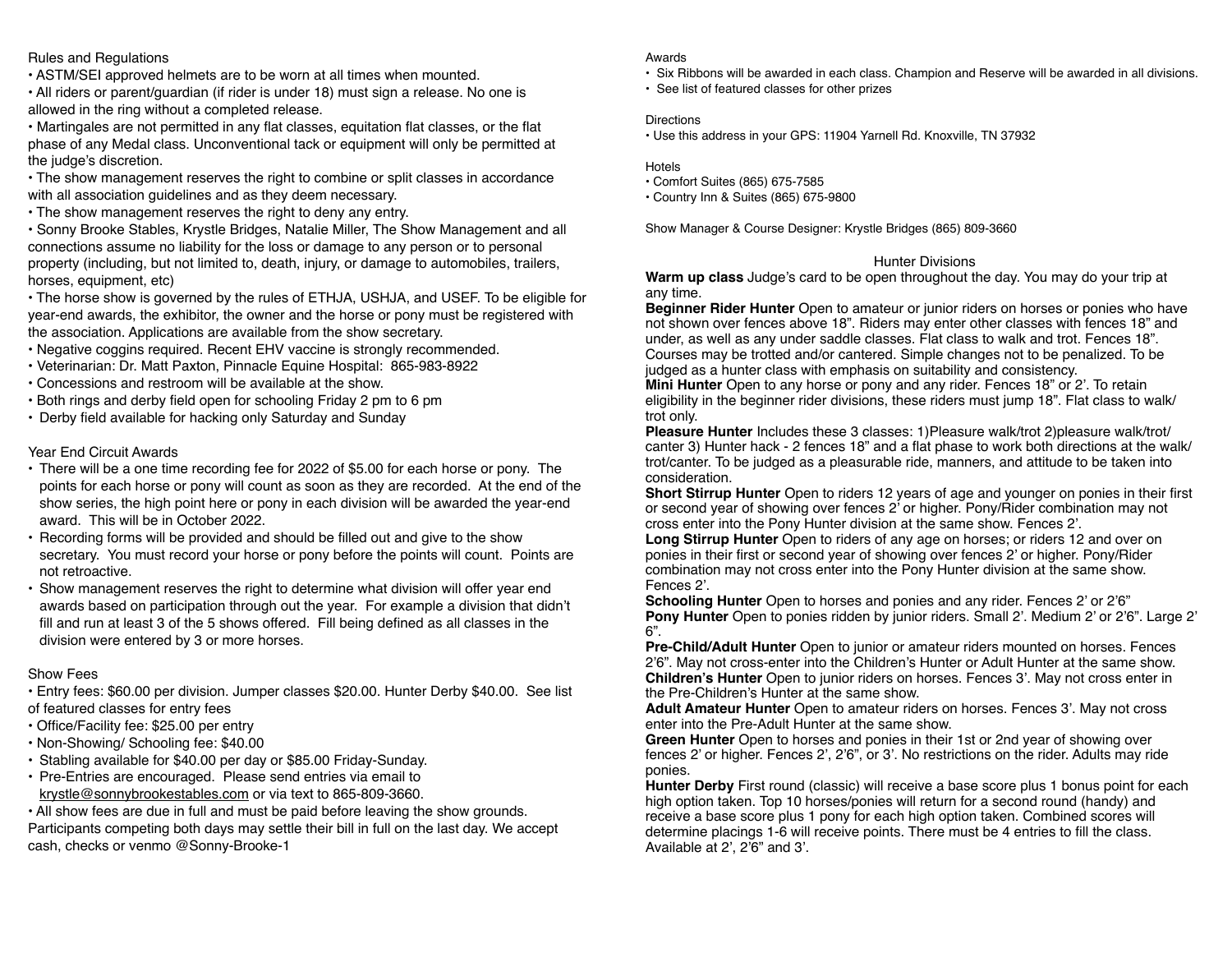## Rules and Regulations

- ASTM/SEI approved helmets are to be worn at all times when mounted.
- All riders or parent/guardian (if rider is under 18) must sign a release. No one is allowed in the ring without a completed release.
- Martingales are not permitted in any flat classes, equitation flat classes, or the flat phase of any Medal class. Unconventional tack or equipment will only be permitted at the judge's discretion.
- The show management reserves the right to combine or split classes in accordance with all association guidelines and as they deem necessary.
- The show management reserves the right to deny any entry.
- Sonny Brooke Stables, Krystle Bridges, Natalie Miller, The Show Management and all connections assume no liability for the loss or damage to any person or to personal property (including, but not limited to, death, injury, or damage to automobiles, trailers, horses, equipment, etc)
- The horse show is governed by the rules of ETHJA, USHJA, and USEF. To be eligible for year-end awards, the exhibitor, the owner and the horse or pony must be registered with the association. Applications are available from the show secretary.
- Negative coggins required. Recent EHV vaccine is strongly recommended.
- Veterinarian: Dr. Matt Paxton, Pinnacle Equine Hospital: 865-983-8922
- Concessions and restroom will be available at the show.
- Both rings and derby field open for schooling Friday 2 pm to 6 pm
- Derby field available for hacking only Saturday and Sunday

## Year End Circuit Awards

- There will be a one time recording fee for 2022 of $5.00 for each horse or pony. The points for each horse or pony will count as soon as they are recorded. At the end of the show series, the high point here or pony in each division will be awarded the year-end award. This will be in October 2022.
- Recording forms will be provided and should be filled out and give to the show secretary. You must record your horse or pony before the points will count. Points are not retroactive.
- Show management reserves the right to determine what division will offer year end awards based on participation through out the year. For example a division that didn't fill and run at least 3 of the 5 shows offered. Fill being defined as all classes in the division were entered by 3 or more horses.

## Show Fees

- Entry fees: $60.00 per division. Jumper classes $20.00. Hunter Derby $40.00. See list of featured classes for entry fees
- Office/Facility fee: $25.00 per entry
- Non-Showing/ Schooling fee: $40.00
- Stabling available for $40.00 per day or $85.00 Friday-Sunday.
- Pre-Entries are encouraged. Please send entries via email to krystle@sonnybrookestables.com or via text to 865-809-3660.
- All show fees are due in full and must be paid before leaving the show grounds. Participants competing both days may settle their bill in full on the last day. We accept cash, checks or venmo @Sonny-Brooke-1

## Awards

- Six Ribbons will be awarded in each class. Champion and Reserve will be awarded in all divisions.
- See list of featured classes for other prizes

## Directions

- Use this address in your GPS: 11904 Yarnell Rd. Knoxville, TN 37932

## Hotels

- Comfort Suites (865) 675-7585
- Country Inn & Suites (865) 675-9800

Show Manager & Course Designer: Krystle Bridges (865) 809-3660

## Hunter Divisions

**Warm up class** Judge's card to be open throughout the day. You may do your trip at any time.

**Beginner Rider Hunter** Open to amateur or junior riders on horses or ponies who have not shown over fences above 18". Riders may enter other classes with fences 18" and under, as well as any under saddle classes. Flat class to walk and trot. Fences 18". Courses may be trotted and/or cantered. Simple changes not to be penalized. To be judged as a hunter class with emphasis on suitability and consistency.

**Mini Hunter** Open to any horse or pony and any rider. Fences 18" or 2'. To retain eligibility in the beginner rider divisions, these riders must jump 18". Flat class to walk/ trot only.

**Pleasure Hunter** Includes these 3 classes: 1)Pleasure walk/trot 2)pleasure walk/trot/ canter 3) Hunter hack - 2 fences 18" and a flat phase to work both directions at the walk/ trot/canter. To be judged as a pleasurable ride, manners, and attitude to be taken into consideration.

**Short Stirrup Hunter** Open to riders 12 years of age and younger on ponies in their first or second year of showing over fences 2' or higher. Pony/Rider combination may not cross enter into the Pony Hunter division at the same show. Fences 2'.

**Long Stirrup Hunter** Open to riders of any age on horses; or riders 12 and over on ponies in their first or second year of showing over fences 2' or higher. Pony/Rider combination may not cross enter into the Pony Hunter division at the same show. Fences 2'.

**Schooling Hunter** Open to horses and ponies and any rider. Fences 2' or 2'6"

**Pony Hunter** Open to ponies ridden by junior riders. Small 2'. Medium 2' or 2'6". Large 2' 6".

**Pre-Child/Adult Hunter** Open to junior or amateur riders mounted on horses. Fences 2'6". May not cross-enter into the Children's Hunter or Adult Hunter at the same show.

**Children's Hunter** Open to junior riders on horses. Fences 3'. May not cross enter in the Pre-Children's Hunter at the same show.

**Adult Amateur Hunter** Open to amateur riders on horses. Fences 3'. May not cross enter into the Pre-Adult Hunter at the same show.

**Green Hunter** Open to horses and ponies in their 1st or 2nd year of showing over fences 2' or higher. Fences 2', 2'6", or 3'. No restrictions on the rider. Adults may ride ponies.

**Hunter Derby** First round (classic) will receive a base score plus 1 bonus point for each high option taken. Top 10 horses/ponies will return for a second round (handy) and receive a base score plus 1 pony for each high option taken. Combined scores will determine placings 1-6 will receive points. There must be 4 entries to fill the class. Available at 2', 2'6" and 3'.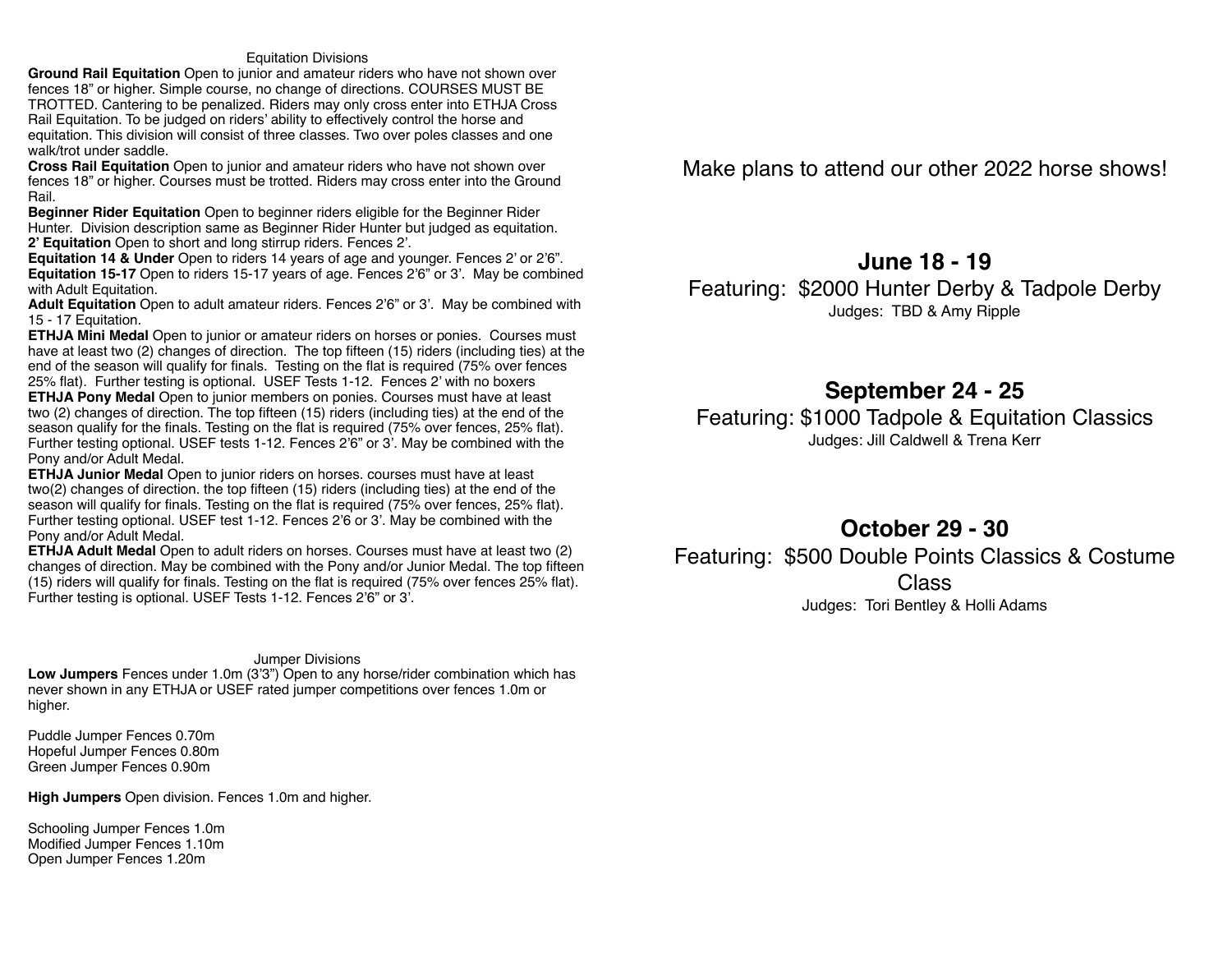## Equitation Divisions

**Ground Rail Equitation** Open to junior and amateur riders who have not shown over fences 18" or higher. Simple course, no change of directions. COURSES MUST BE TROTTED. Cantering to be penalized. Riders may only cross enter into ETHJA Cross Rail Equitation. To be judged on riders' ability to effectively control the horse and equitation. This division will consist of three classes. Two over poles classes and one walk/trot under saddle.

**Cross Rail Equitation** Open to junior and amateur riders who have not shown over fences 18" or higher. Courses must be trotted. Riders may cross enter into the Ground Rail.

**Beginner Rider Equitation** Open to beginner riders eligible for the Beginner Rider Hunter. Division description same as Beginner Rider Hunter but judged as equitation.

**2' Equitation** Open to short and long stirrup riders. Fences 2'.

**Equitation 14 & Under** Open to riders 14 years of age and younger. Fences 2' or 2'6".

**Equitation 15-17** Open to riders 15-17 years of age. Fences 2'6" or 3'. May be combined with Adult Equitation.

**Adult Equitation** Open to adult amateur riders. Fences 2'6" or 3'. May be combined with 15 - 17 Equitation.

**ETHJA Mini Medal** Open to junior or amateur riders on horses or ponies. Courses must have at least two (2) changes of direction. The top fifteen (15) riders (including ties) at the end of the season will qualify for finals. Testing on the flat is required (75% over fences 25% flat). Further testing is optional. USEF Tests 1-12. Fences 2' with no boxers

**ETHJA Pony Medal** Open to junior members on ponies. Courses must have at least two (2) changes of direction. The top fifteen (15) riders (including ties) at the end of the season qualify for the finals. Testing on the flat is required (75% over fences, 25% flat). Further testing optional. USEF tests 1-12. Fences 2'6" or 3'. May be combined with the Pony and/or Adult Medal.

**ETHJA Junior Medal** Open to junior riders on horses. courses must have at least two(2) changes of direction. the top fifteen (15) riders (including ties) at the end of the season will qualify for finals. Testing on the flat is required (75% over fences, 25% flat). Further testing optional. USEF test 1-12. Fences 2'6 or 3'. May be combined with the Pony and/or Adult Medal.

**ETHJA Adult Medal** Open to adult riders on horses. Courses must have at least two (2) changes of direction. May be combined with the Pony and/or Junior Medal. The top fifteen (15) riders will qualify for finals. Testing on the flat is required (75% over fences 25% flat). Further testing is optional. USEF Tests 1-12. Fences 2'6" or 3'.

## Jumper Divisions

**Low Jumpers** Fences under 1.0m (3'3") Open to any horse/rider combination which has never shown in any ETHJA or USEF rated jumper competitions over fences 1.0m or higher.

Puddle Jumper Fences 0.70m
Hopeful Jumper Fences 0.80m
Green Jumper Fences 0.90m

**High Jumpers** Open division. Fences 1.0m and higher.

Schooling Jumper Fences 1.0m
Modified Jumper Fences 1.10m
Open Jumper Fences 1.20m

Make plans to attend our other 2022 horse shows!

## June 18 - 19

Featuring: $2000 Hunter Derby & Tadpole Derby

Judges: TBD & Amy Ripple

## September 24 - 25

Featuring: $1000 Tadpole & Equitation Classics

Judges: Jill Caldwell & Trena Kerr

## October 29 - 30

Featuring: $500 Double Points Classics & Costume Class

Judges: Tori Bentley & Holli Adams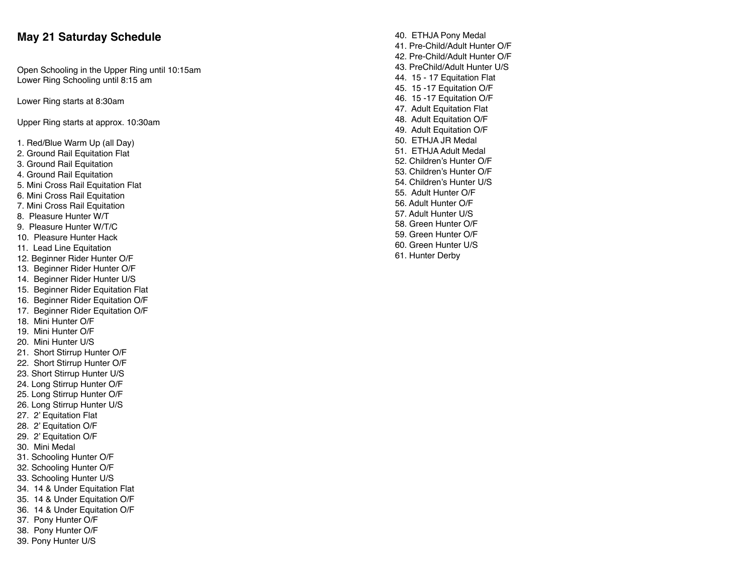# May 21 Saturday Schedule

Open Schooling in the Upper Ring until 10:15am
Lower Ring Schooling until 8:15 am

Lower Ring starts at 8:30am

Upper Ring starts at approx. 10:30am

1. Red/Blue Warm Up (all Day)
2. Ground Rail Equitation Flat
3. Ground Rail Equitation
4. Ground Rail Equitation
5. Mini Cross Rail Equitation Flat
6. Mini Cross Rail Equitation
7. Mini Cross Rail Equitation
8. Pleasure Hunter W/T
9. Pleasure Hunter W/T/C
10. Pleasure Hunter Hack
11. Lead Line Equitation
12. Beginner Rider Hunter O/F
13. Beginner Rider Hunter O/F
14. Beginner Rider Hunter U/S
15. Beginner Rider Equitation Flat
16. Beginner Rider Equitation O/F
17. Beginner Rider Equitation O/F
18. Mini Hunter O/F
19. Mini Hunter O/F
20. Mini Hunter U/S
21. Short Stirrup Hunter O/F
22. Short Stirrup Hunter O/F
23. Short Stirrup Hunter U/S
24. Long Stirrup Hunter O/F
25. Long Stirrup Hunter O/F
26. Long Stirrup Hunter U/S
27. 2' Equitation Flat
28. 2' Equitation O/F
29. 2' Equitation O/F
30. Mini Medal
31. Schooling Hunter O/F
32. Schooling Hunter O/F
33. Schooling Hunter U/S
34. 14 & Under Equitation Flat
35. 14 & Under Equitation O/F
36. 14 & Under Equitation O/F
37. Pony Hunter O/F
38. Pony Hunter O/F
39. Pony Hunter U/S
40. ETHJA Pony Medal
41. Pre-Child/Adult Hunter O/F
42. Pre-Child/Adult Hunter O/F
43. PreChild/Adult Hunter U/S
44. 15 - 17 Equitation Flat
45. 15 -17 Equitation O/F
46. 15 -17 Equitation O/F
47. Adult Equitation Flat
48. Adult Equitation O/F
49. Adult Equitation O/F
50. ETHJA JR Medal
51. ETHJA Adult Medal
52. Children's Hunter O/F
53. Children's Hunter O/F
54. Children's Hunter U/S
55. Adult Hunter O/F
56. Adult Hunter O/F
57. Adult Hunter U/S
58. Green Hunter O/F
59. Green Hunter O/F
60. Green Hunter U/S
61. Hunter Derby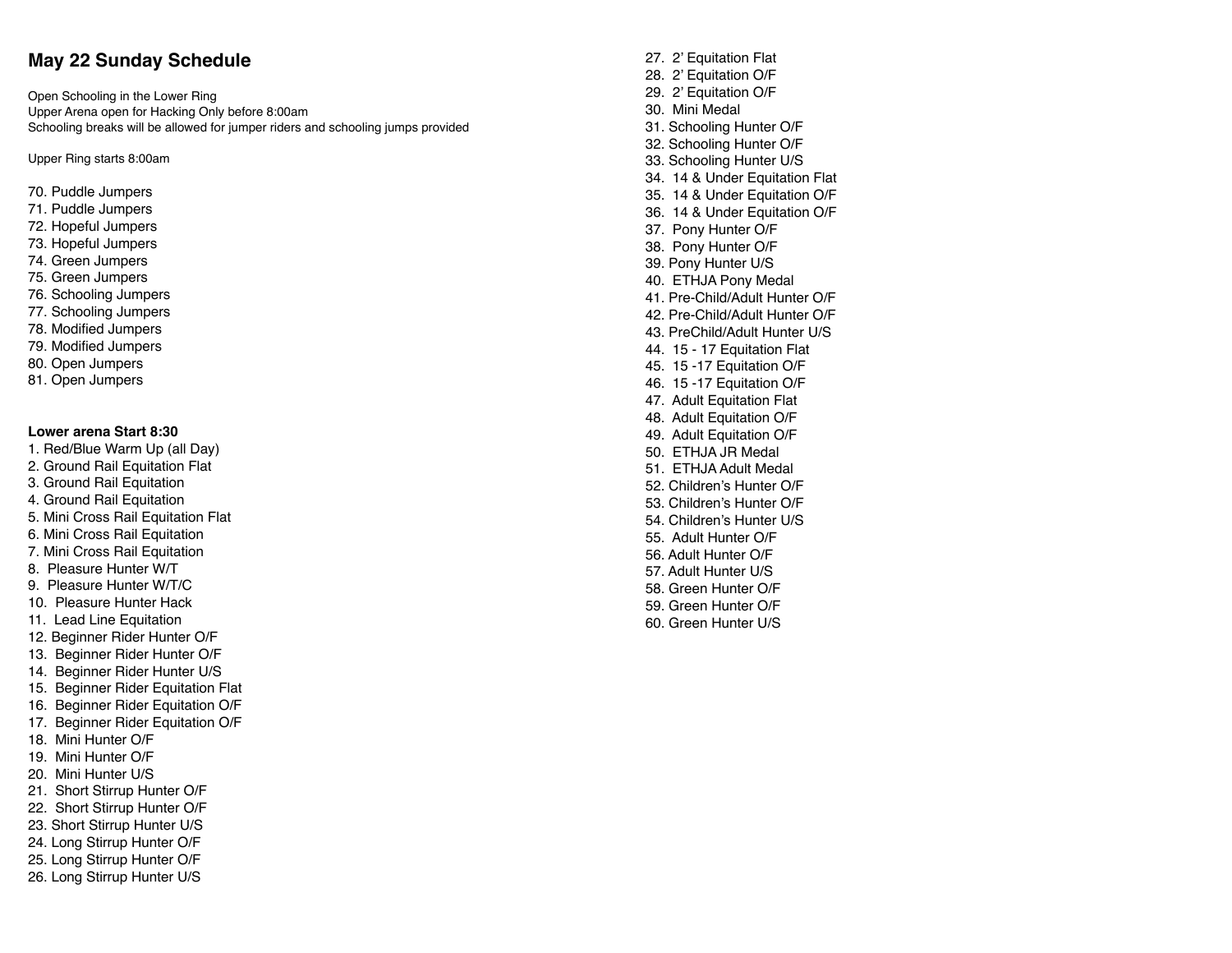# May 22 Sunday Schedule

Open Schooling in the Lower Ring
Upper Arena open for Hacking Only before 8:00am
Schooling breaks will be allowed for jumper riders and schooling jumps provided

Upper Ring starts 8:00am

70. Puddle Jumpers
71. Puddle Jumpers
72. Hopeful Jumpers
73. Hopeful Jumpers
74. Green Jumpers
75. Green Jumpers
76. Schooling Jumpers
77. Schooling Jumpers
78. Modified Jumpers
79. Modified Jumpers
80. Open Jumpers
81. Open Jumpers

**Lower arena Start 8:30**

1. Red/Blue Warm Up (all Day)
2. Ground Rail Equitation Flat
3. Ground Rail Equitation
4. Ground Rail Equitation
5. Mini Cross Rail Equitation Flat
6. Mini Cross Rail Equitation
7. Mini Cross Rail Equitation
8. Pleasure Hunter W/T
9. Pleasure Hunter W/T/C
10. Pleasure Hunter Hack
11. Lead Line Equitation
12. Beginner Rider Hunter O/F
13. Beginner Rider Hunter O/F
14. Beginner Rider Hunter U/S
15. Beginner Rider Equitation Flat
16. Beginner Rider Equitation O/F
17. Beginner Rider Equitation O/F
18. Mini Hunter O/F
19. Mini Hunter O/F
20. Mini Hunter U/S
21. Short Stirrup Hunter O/F
22. Short Stirrup Hunter O/F
23. Short Stirrup Hunter U/S
24. Long Stirrup Hunter O/F
25. Long Stirrup Hunter O/F
26. Long Stirrup Hunter U/S
27. 2' Equitation Flat
28. 2' Equitation O/F
29. 2' Equitation O/F
30. Mini Medal
31. Schooling Hunter O/F
32. Schooling Hunter O/F
33. Schooling Hunter U/S
34. 14 & Under Equitation Flat
35. 14 & Under Equitation O/F
36. 14 & Under Equitation O/F
37. Pony Hunter O/F
38. Pony Hunter O/F
39. Pony Hunter U/S
40. ETHJA Pony Medal
41. Pre-Child/Adult Hunter O/F
42. Pre-Child/Adult Hunter O/F
43. PreChild/Adult Hunter U/S
44. 15 - 17 Equitation Flat
45. 15 -17 Equitation O/F
46. 15 -17 Equitation O/F
47. Adult Equitation Flat
48. Adult Equitation O/F
49. Adult Equitation O/F
50. ETHJA JR Medal
51. ETHJA Adult Medal
52. Children's Hunter O/F
53. Children's Hunter O/F
54. Children's Hunter U/S
55. Adult Hunter O/F
56. Adult Hunter O/F
57. Adult Hunter U/S
58. Green Hunter O/F
59. Green Hunter O/F
60. Green Hunter U/S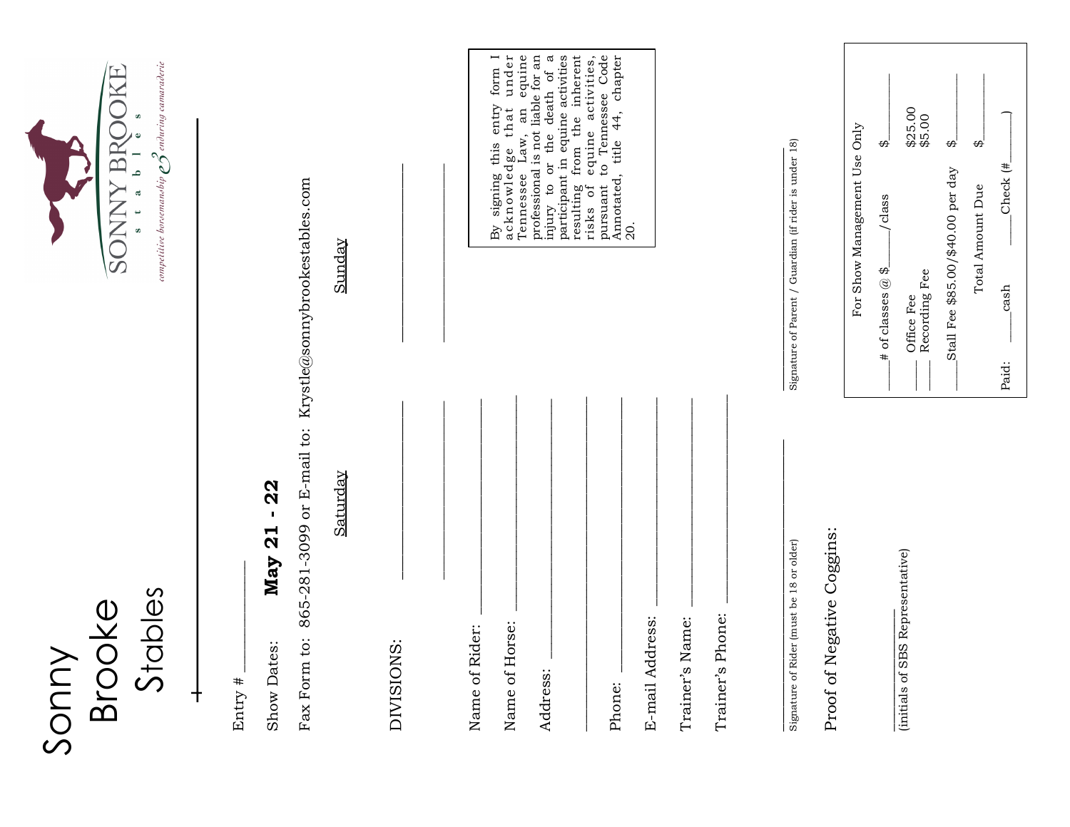# Sonny Brooke Stables

SONNY BROOKE stables

*competitive horsemanship & enduring camaraderie*

Entry # ___________

Show Dates: **May 21 - 22**

Fax Form to: 865-281-3099 or E-mail to: Krystle@sonnybrookestables.com

DIVISIONS:

| Saturday | Sunday |
|---|---|
| ___________ | ___________ |
| ___________ | ___________ |

Name of Rider: ___________

Name of Horse: ___________

Address: ___________

___________

Phone: ___________

E-mail Address: ___________

Trainer's Name: ___________

Trainer's Phone: ___________

By signing this entry form I acknowledge that under Tennessee Law, an equine professional is not liable for an injury to or the death of a participant in equine activities resulting from the inherent risks of equine activities, pursuant to Tennessee Code Annotated, title 44, chapter 20.

___________
Signature of Rider (must be 18 or older)

___________
Signature of Parent / Guardian (if rider is under 18)

Proof of Negative Coggins:

___________
(initials of SBS Representative)

**For Show Management Use Only**

____ # of classes @ $____/class $________

____ Office Fee $25.00

____ Recording Fee $5.00

____Stall Fee $85.00/$40.00 per day $________

Total Amount Due $________

Paid: ____cash ____Check (#________)